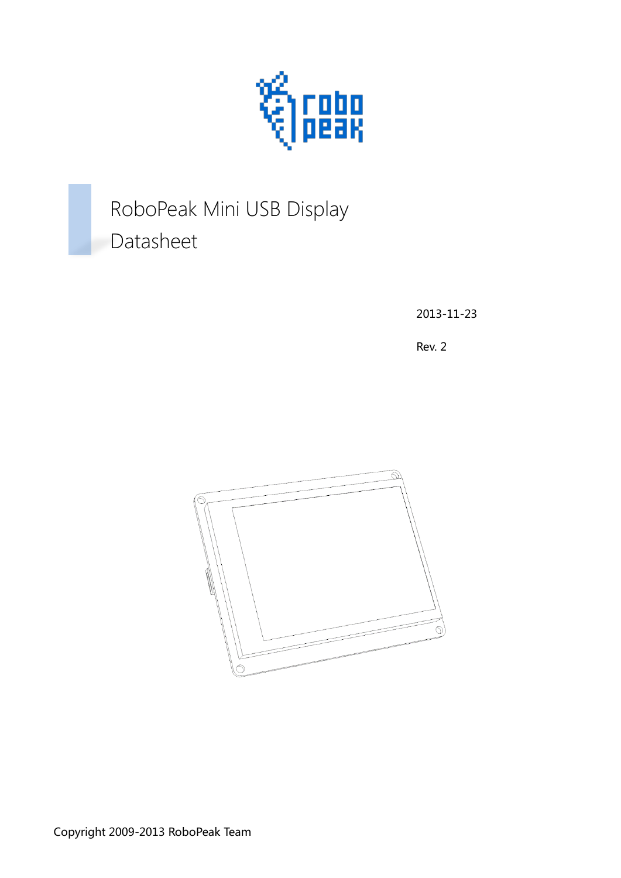# RoboPeak Mini USB Display Datasheet

2013-11-23

Rev. 2

Copyright 2009-2013 RoboPeak Team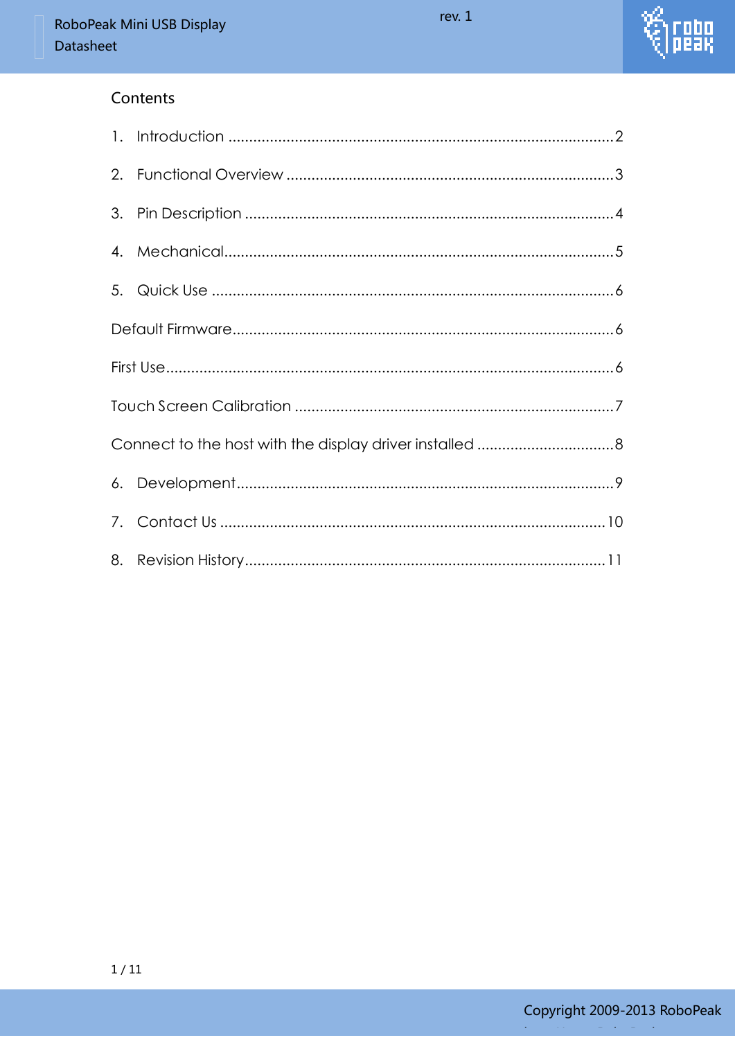## Contents

1. Introduction ............................................................................................2
2. Functional Overview ..............................................................................3
3. Pin Description .......................................................................................4
4. Mechanical.............................................................................................5
5. Quick Use ...............................................................................................6

Default Firmware...........................................................................................6

First Use..........................................................................................................6

Touch Screen Calibration .............................................................................7

Connect to the host with the display driver installed .................................8

6. Development..........................................................................................9
7. Contact Us ............................................................................................10
8. Revision History.......................................................................................11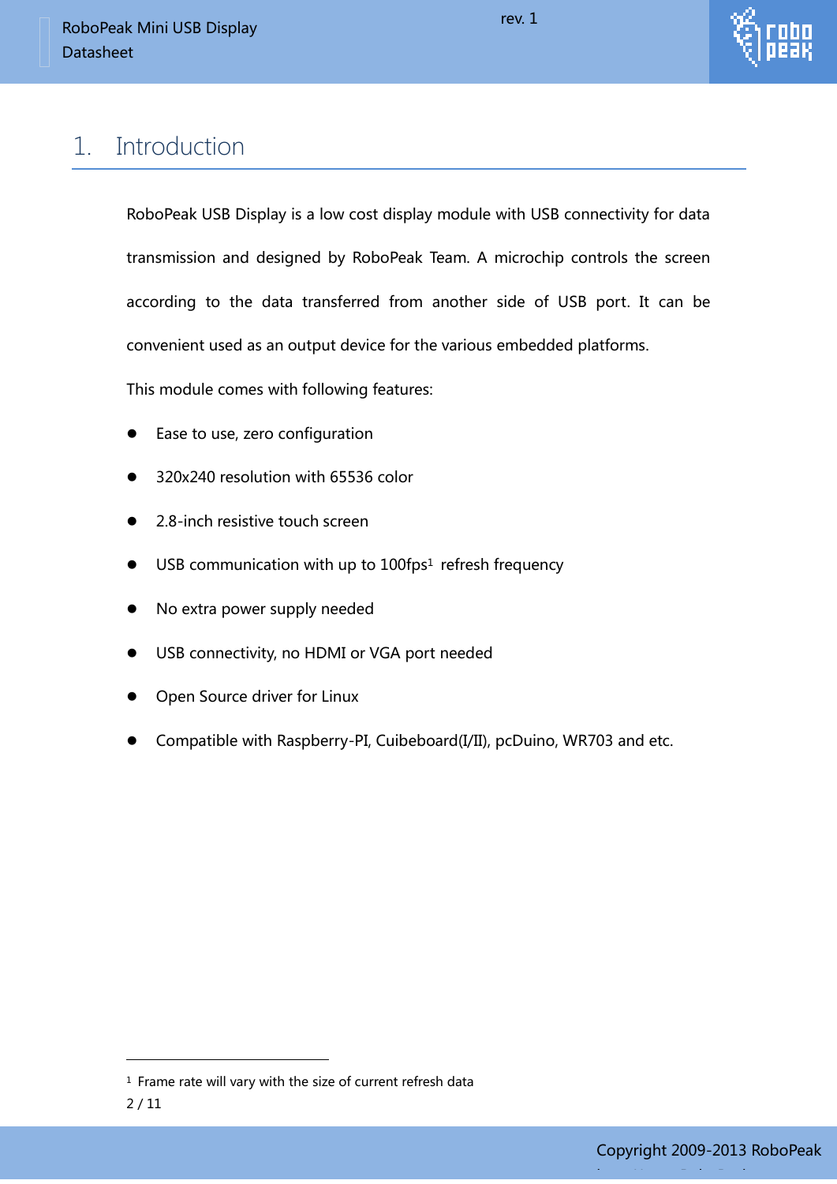# 1. Introduction

RoboPeak USB Display is a low cost display module with USB connectivity for data transmission and designed by RoboPeak Team. A microchip controls the screen according to the data transferred from another side of USB port. It can be convenient used as an output device for the various embedded platforms.

This module comes with following features:

- Ease to use, zero configuration
- 320x240 resolution with 65536 color
- 2.8-inch resistive touch screen
- USB communication with up to 100fps[1] refresh frequency
- No extra power supply needed
- USB connectivity, no HDMI or VGA port needed
- Open Source driver for Linux
- Compatible with Raspberry-PI, Cuibeboard(I/II), pcDuino, WR703 and etc.

[1] Frame rate will vary with the size of current refresh data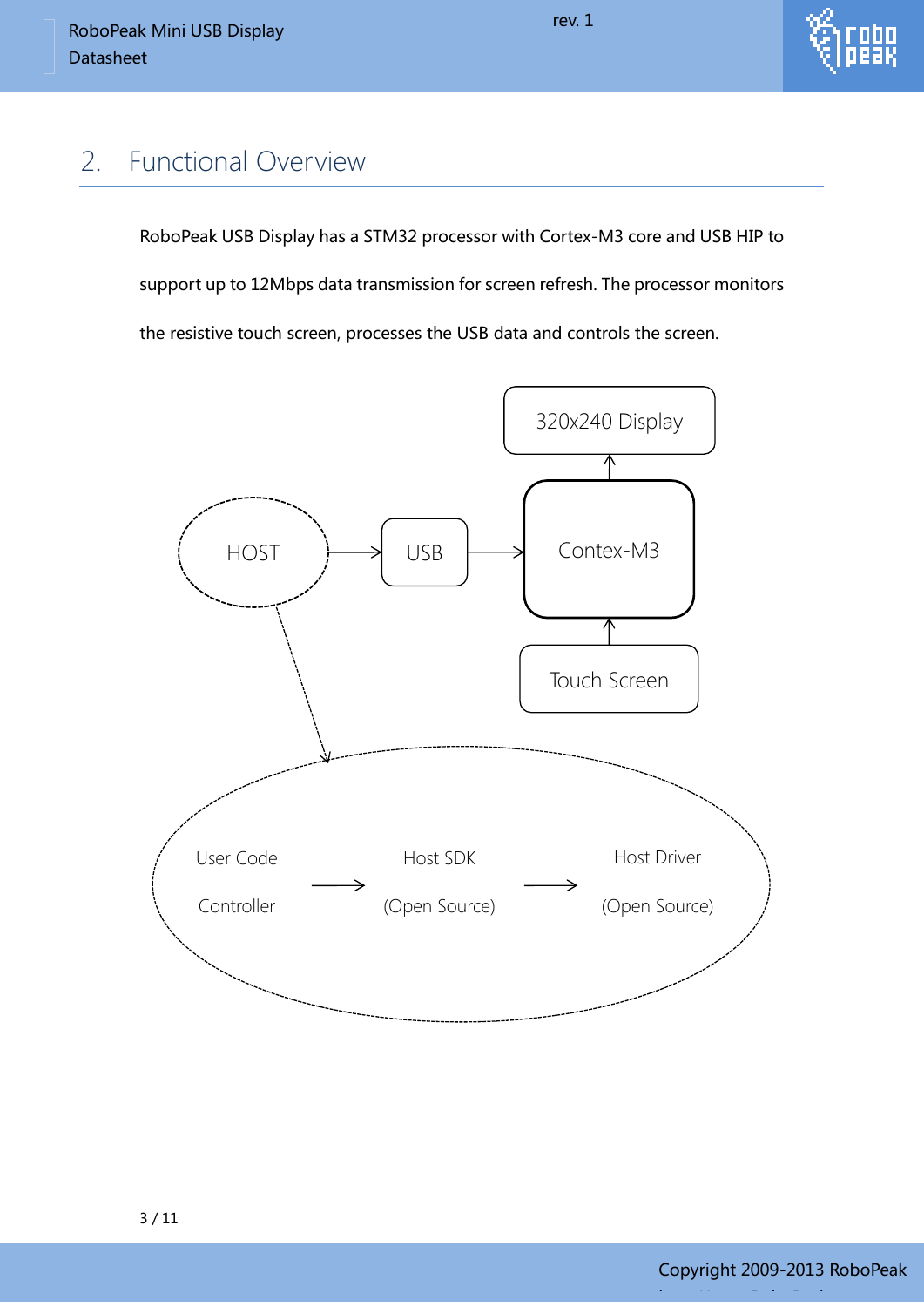## 2. Functional Overview

RoboPeak USB Display has a STM32 processor with Cortex-M3 core and USB HIP to support up to 12Mbps data transmission for screen refresh. The processor monitors the resistive touch screen, processes the USB data and controls the screen.

320x240 Display

HOST → USB → Contex-M3

Touch Screen

User Code Controller → Host SDK (Open Source) → Host Driver (Open Source)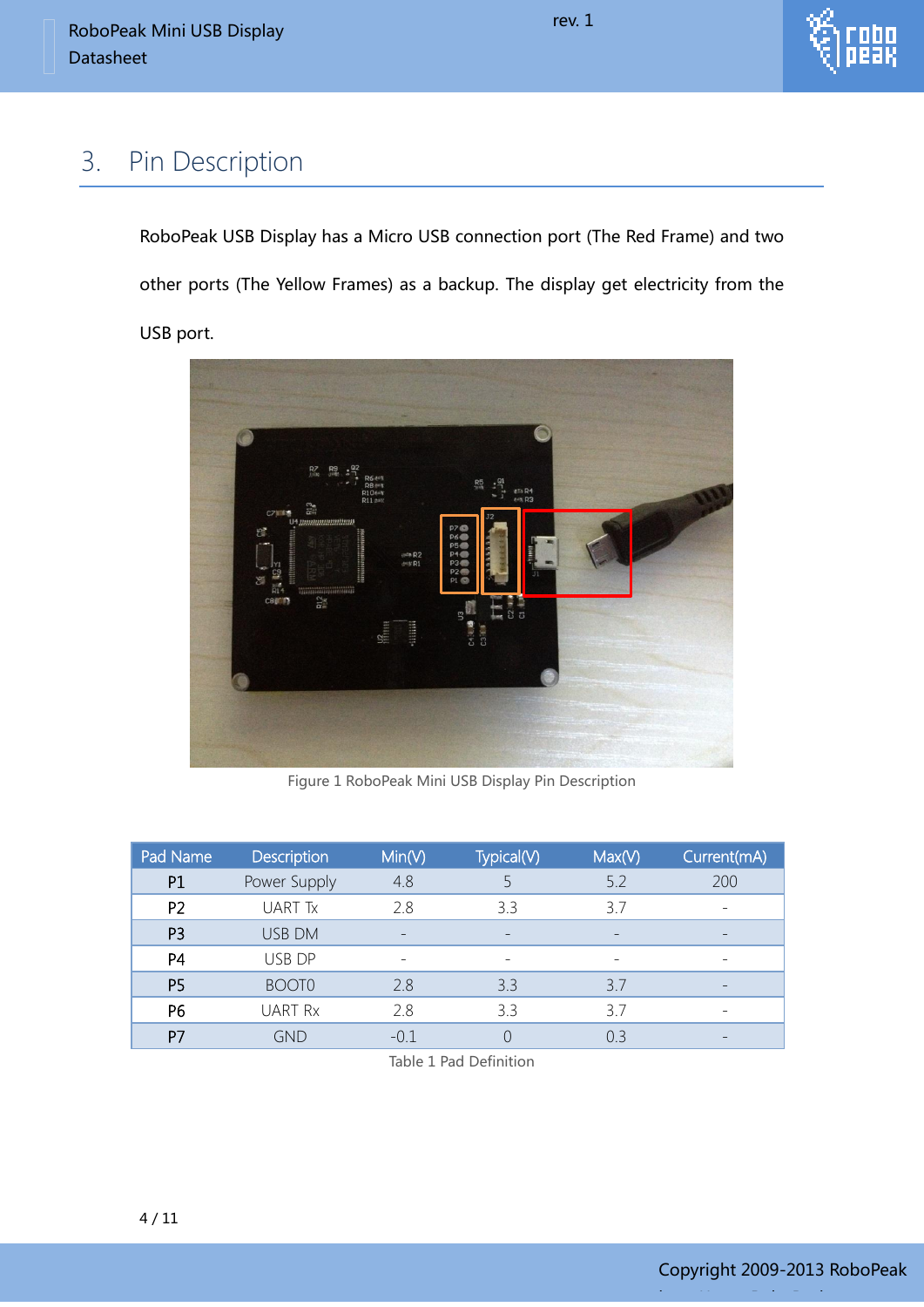# 3. Pin Description

RoboPeak USB Display has a Micro USB connection port (The Red Frame) and two other ports (The Yellow Frames) as a backup. The display get electricity from the USB port.

Figure 1 RoboPeak Mini USB Display Pin Description

| Pad Name | Description | Min(V) | Typical(V) | Max(V) | Current(mA) |
|---|---|---|---|---|---|
| P1 | Power Supply | 4.8 | 5 | 5.2 | 200 |
| P2 | UART Tx | 2.8 | 3.3 | 3.7 | - |
| P3 | USB DM | - | - | - | - |
| P4 | USB DP | - | - | - | - |
| P5 | BOOT0 | 2.8 | 3.3 | 3.7 | - |
| P6 | UART Rx | 2.8 | 3.3 | 3.7 | - |
| P7 | GND | -0.1 | 0 | 0.3 | - |

Table 1 Pad Definition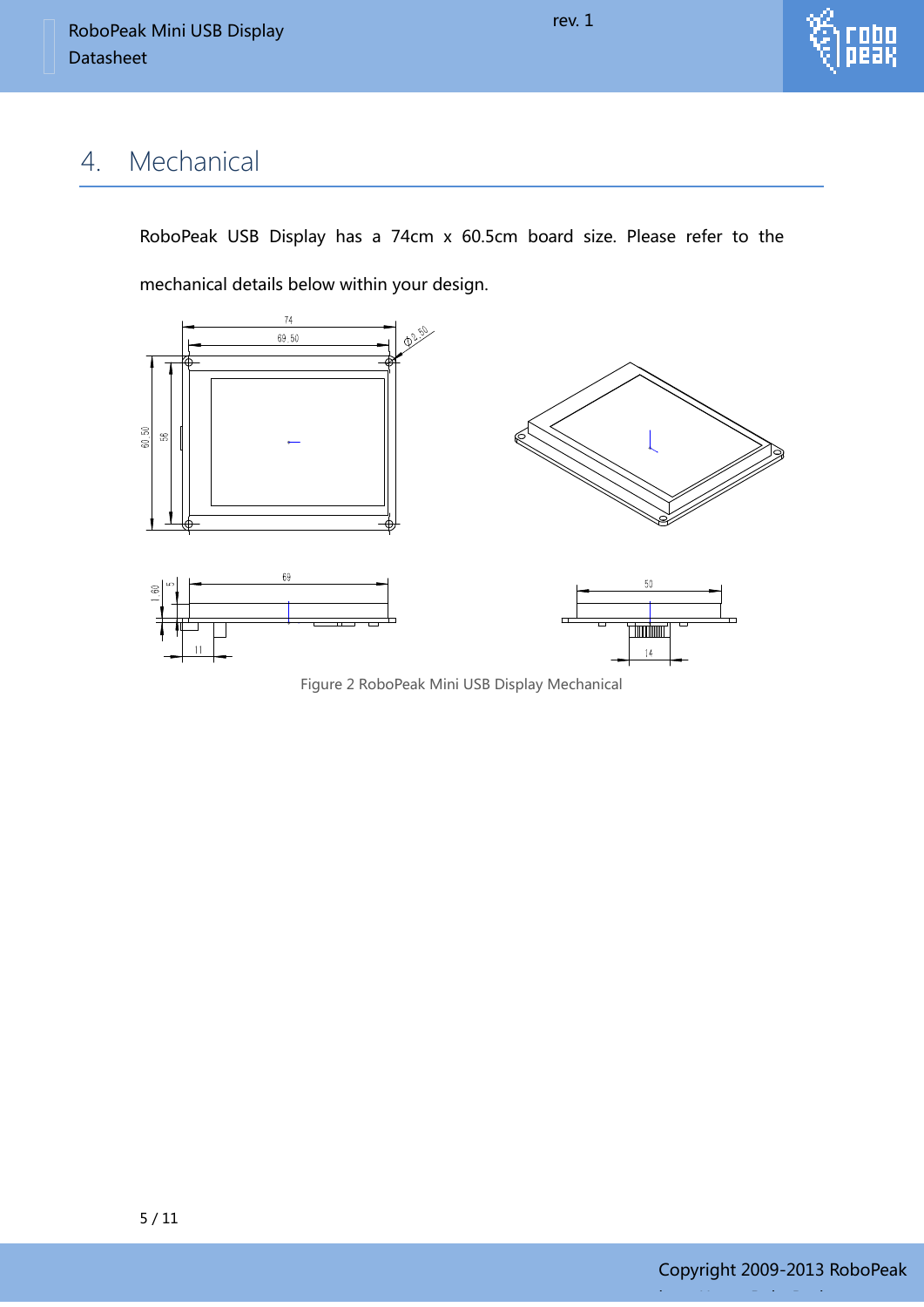# 4. Mechanical

RoboPeak USB Display has a 74cm x 60.5cm board size. Please refer to the mechanical details below within your design.

Figure 2 RoboPeak Mini USB Display Mechanical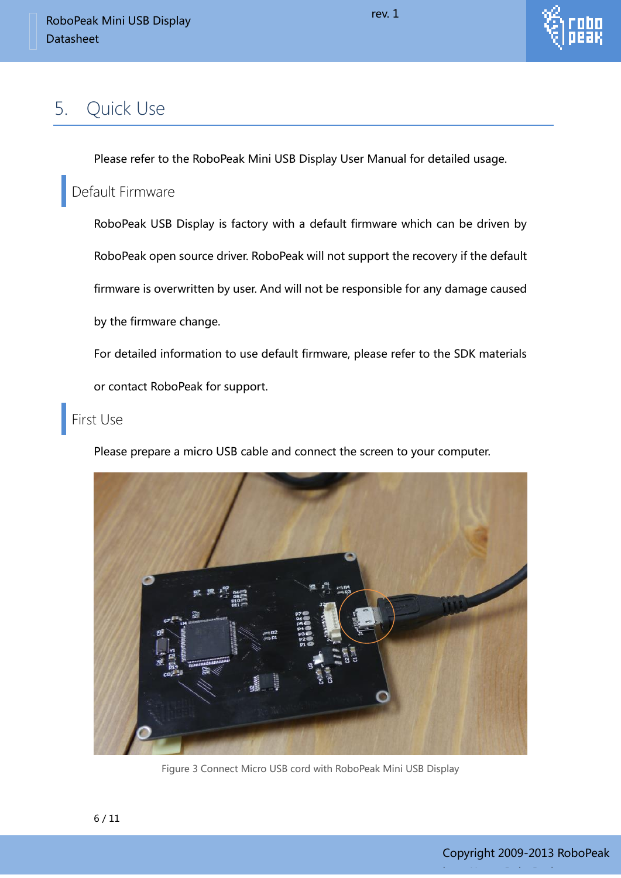# 5. Quick Use

Please refer to the RoboPeak Mini USB Display User Manual for detailed usage.

## Default Firmware

RoboPeak USB Display is factory with a default firmware which can be driven by RoboPeak open source driver. RoboPeak will not support the recovery if the default firmware is overwritten by user. And will not be responsible for any damage caused by the firmware change.

For detailed information to use default firmware, please refer to the SDK materials or contact RoboPeak for support.

## First Use

Please prepare a micro USB cable and connect the screen to your computer.

Figure 3 Connect Micro USB cord with RoboPeak Mini USB Display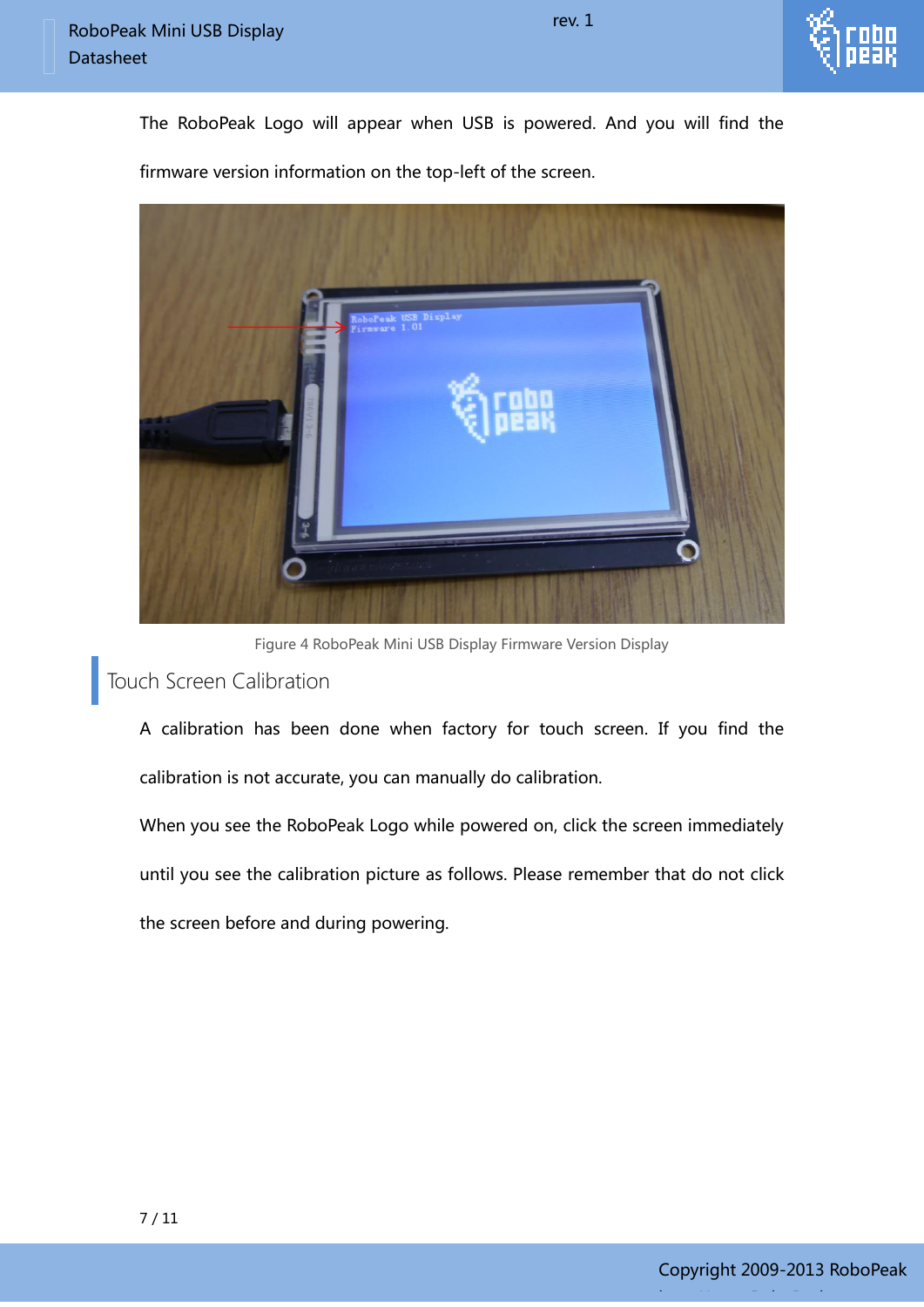The RoboPeak Logo will appear when USB is powered. And you will find the firmware version information on the top-left of the screen.

Figure 4 RoboPeak Mini USB Display Firmware Version Display

## Touch Screen Calibration

A calibration has been done when factory for touch screen. If you find the calibration is not accurate, you can manually do calibration.

When you see the RoboPeak Logo while powered on, click the screen immediately until you see the calibration picture as follows. Please remember that do not click the screen before and during powering.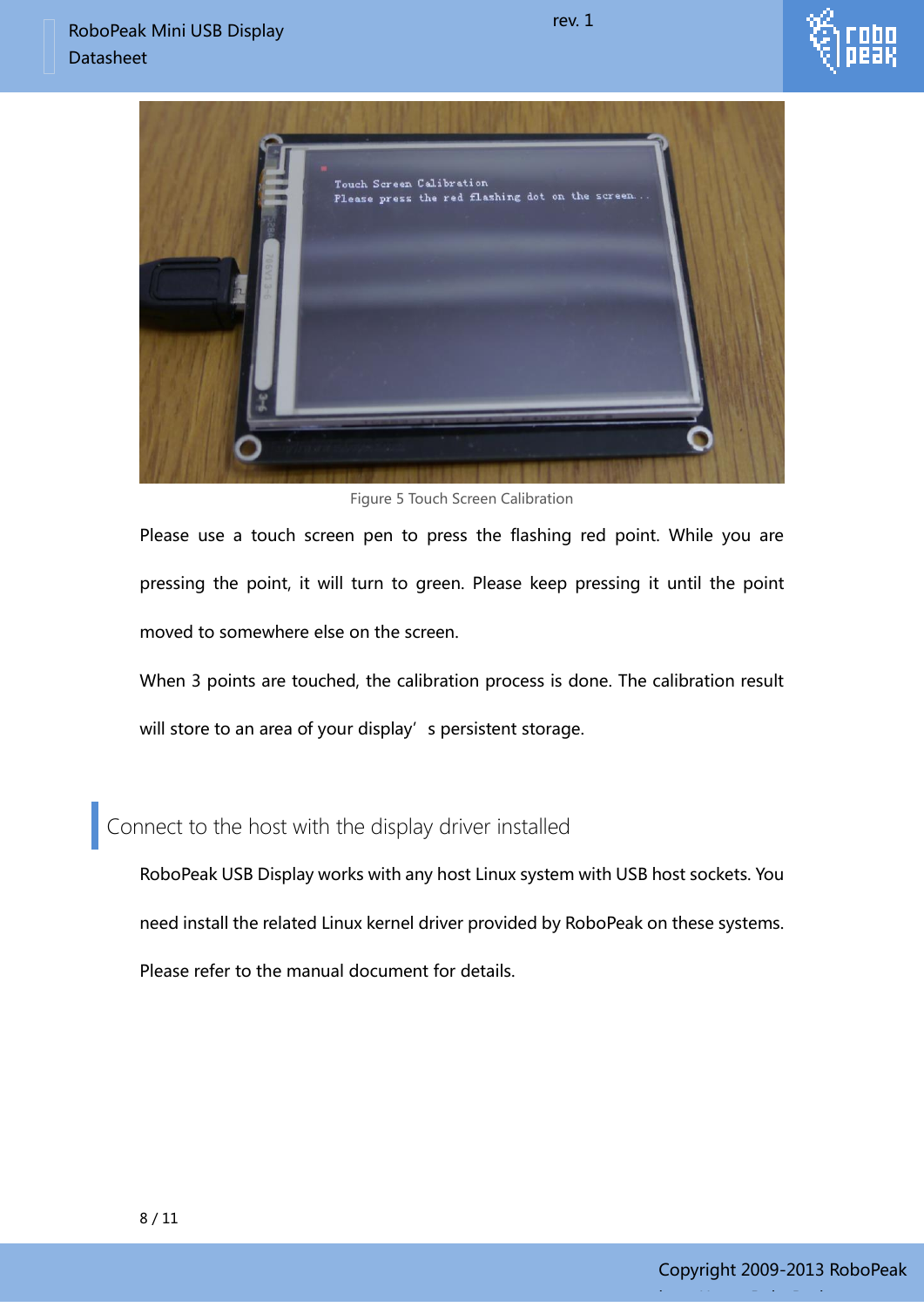Figure 5 Touch Screen Calibration

Please use a touch screen pen to press the flashing red point. While you are pressing the point, it will turn to green. Please keep pressing it until the point moved to somewhere else on the screen.

When 3 points are touched, the calibration process is done. The calibration result will store to an area of your display's persistent storage.

## Connect to the host with the display driver installed

RoboPeak USB Display works with any host Linux system with USB host sockets. You need install the related Linux kernel driver provided by RoboPeak on these systems. Please refer to the manual document for details.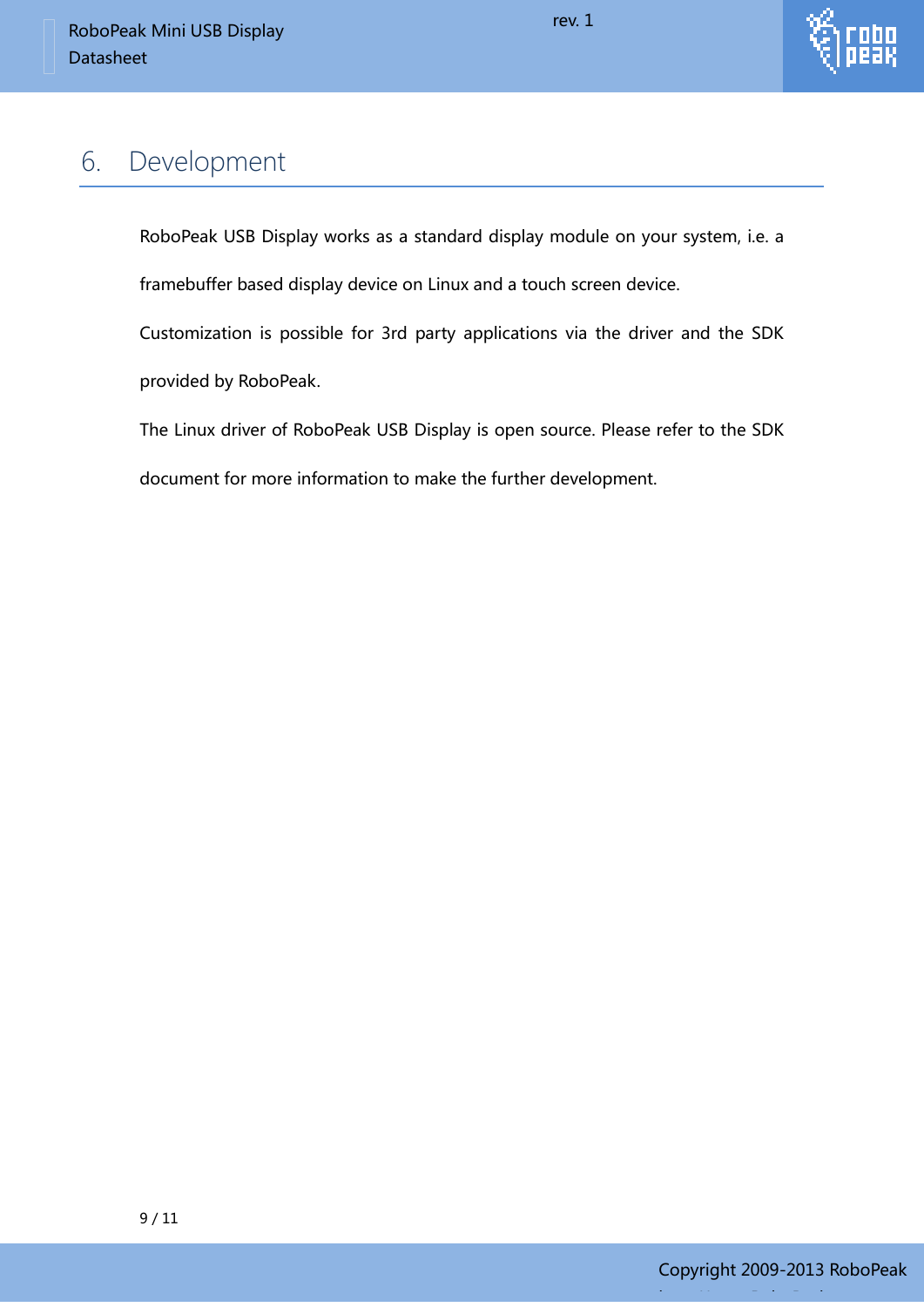# 6. Development

RoboPeak USB Display works as a standard display module on your system, i.e. a framebuffer based display device on Linux and a touch screen device.

Customization is possible for 3rd party applications via the driver and the SDK provided by RoboPeak.

The Linux driver of RoboPeak USB Display is open source. Please refer to the SDK document for more information to make the further development.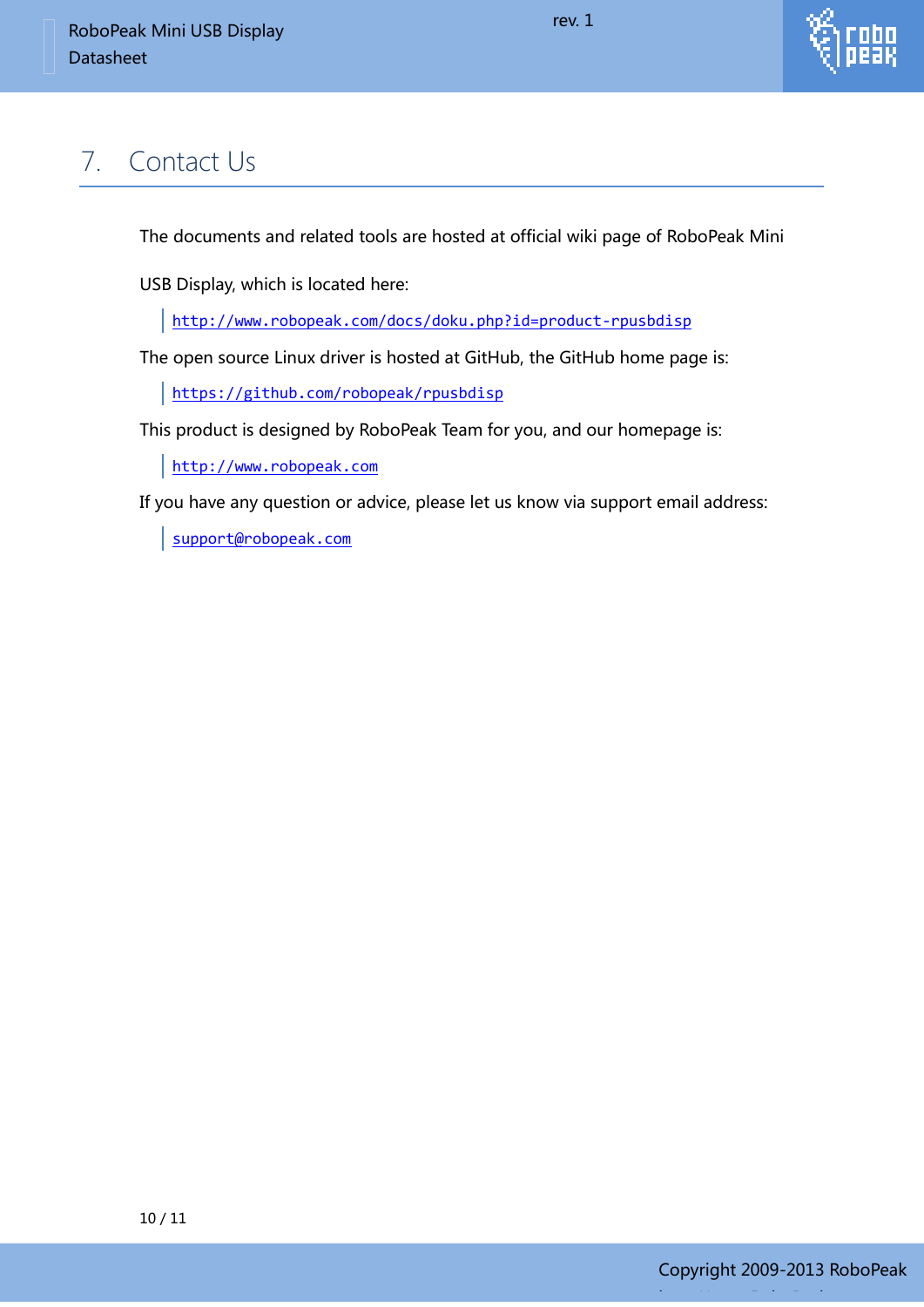# 7. Contact Us

The documents and related tools are hosted at official wiki page of RoboPeak Mini USB Display, which is located here:

> http://www.robopeak.com/docs/doku.php?id=product-rpusbdisp

The open source Linux driver is hosted at GitHub, the GitHub home page is:

> https://github.com/robopeak/rpusbdisp

This product is designed by RoboPeak Team for you, and our homepage is:

> http://www.robopeak.com

If you have any question or advice, please let us know via support email address:

> support@robopeak.com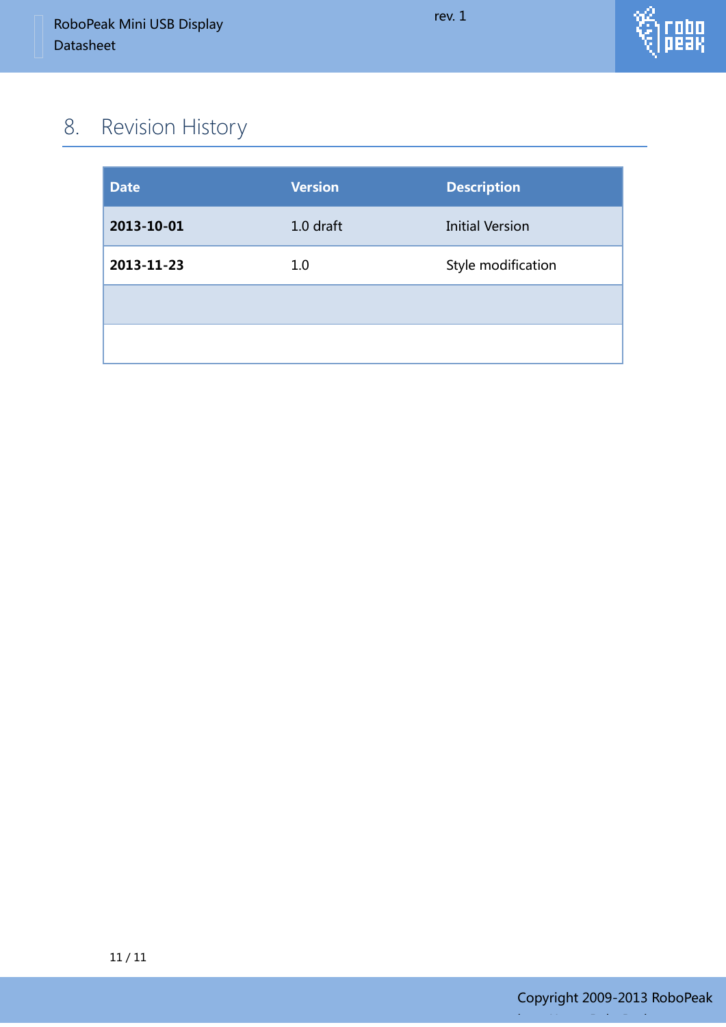## 8. Revision History

| Date | Version | Description |
|---|---|---|
| **2013-10-01** | 1.0 draft | Initial Version |
| **2013-11-23** | 1.0 | Style modification |
| | | |
| | | |